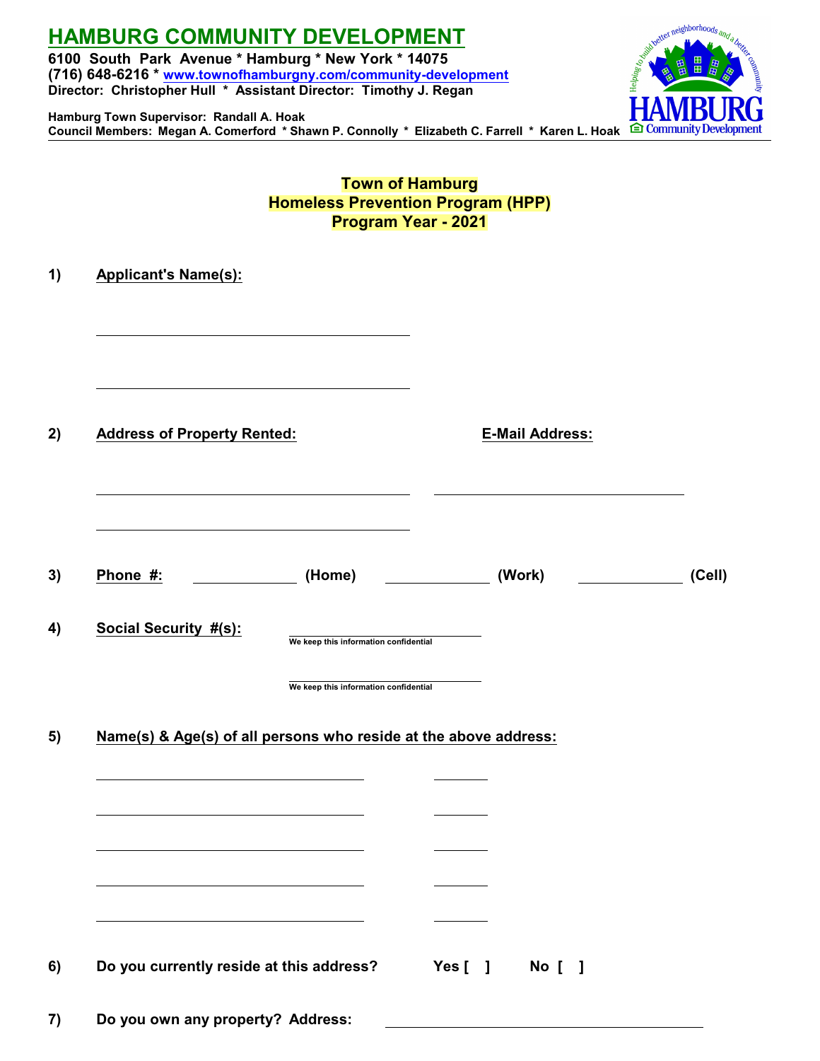# HAMBURG COMMUNITY DEVELOPMENT

**6100 South Park Avenue * Hamburg * New York * 14075**
**(716) 648-6216 * www.townofhamburgny.com/community-development**
**Director: Christopher Hull * Assistant Director: Timothy J. Regan**

**Hamburg Town Supervisor: Randall A. Hoak**
**Council Members: Megan A. Comerford * Shawn P. Connolly * Elizabeth C. Farrell * Karen L. Hoak**

## Town of Hamburg
## Homeless Prevention Program (HPP)
## Program Year - 2021

**1) Applicant's Name(s):**

______________________________

______________________________

**2) Address of Property Rented:** ______________________________ **E-Mail Address:** ______________________________

______________________________

**3) Phone #:** __________ **(Home)** __________ **(Work)** __________ **(Cell)**

**4) Social Security #(s):** ______________________________
We keep this information confidential

______________________________
We keep this information confidential

**5) Name(s) & Age(s) of all persons who reside at the above address:**

______________________________ ______

______________________________ ______

______________________________ ______

______________________________ ______

______________________________ ______

**6) Do you currently reside at this address?** Yes [ ] No [ ]

**7) Do you own any property? Address:** ______________________________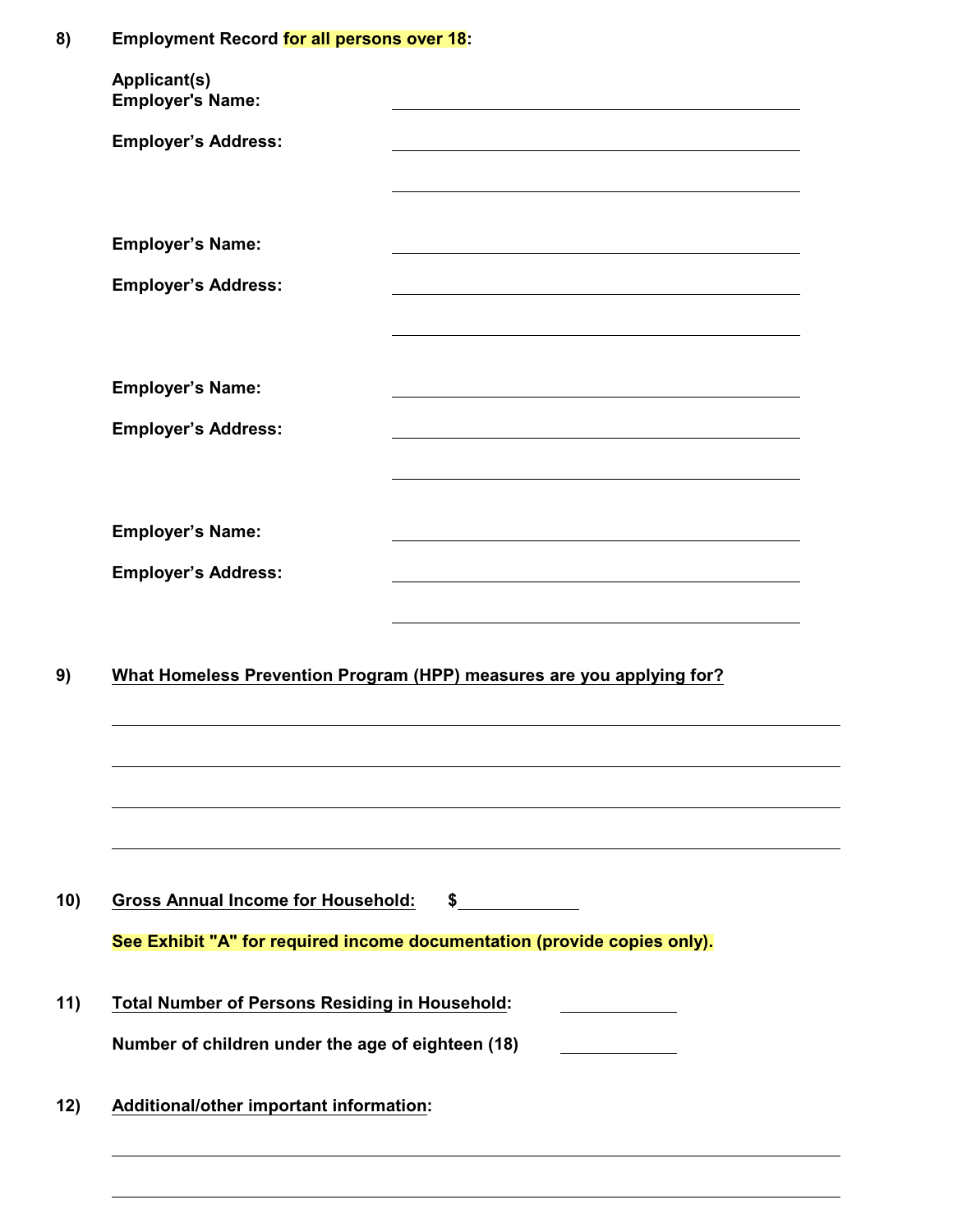**8) Employment Record for all persons over 18:**

**Applicant(s)**
**Employer's Name:** ______________________________

**Employer's Address:** ______________________________

______________________________

**Employer's Name:** ______________________________

**Employer's Address:** ______________________________

______________________________

**Employer's Name:** ______________________________

**Employer's Address:** ______________________________

______________________________

**Employer's Name:** ______________________________

**Employer's Address:** ______________________________

______________________________

**9) What Homeless Prevention Program (HPP) measures are you applying for?**

______________________________________________________________

______________________________________________________________

______________________________________________________________

______________________________________________________________

**10) Gross Annual Income for Household:** **$**____________

**See Exhibit "A" for required income documentation (provide copies only).**

**11) Total Number of Persons Residing in Household:** ____________

**Number of children under the age of eighteen (18)** ____________

**12) Additional/other important information:**

______________________________________________________________

______________________________________________________________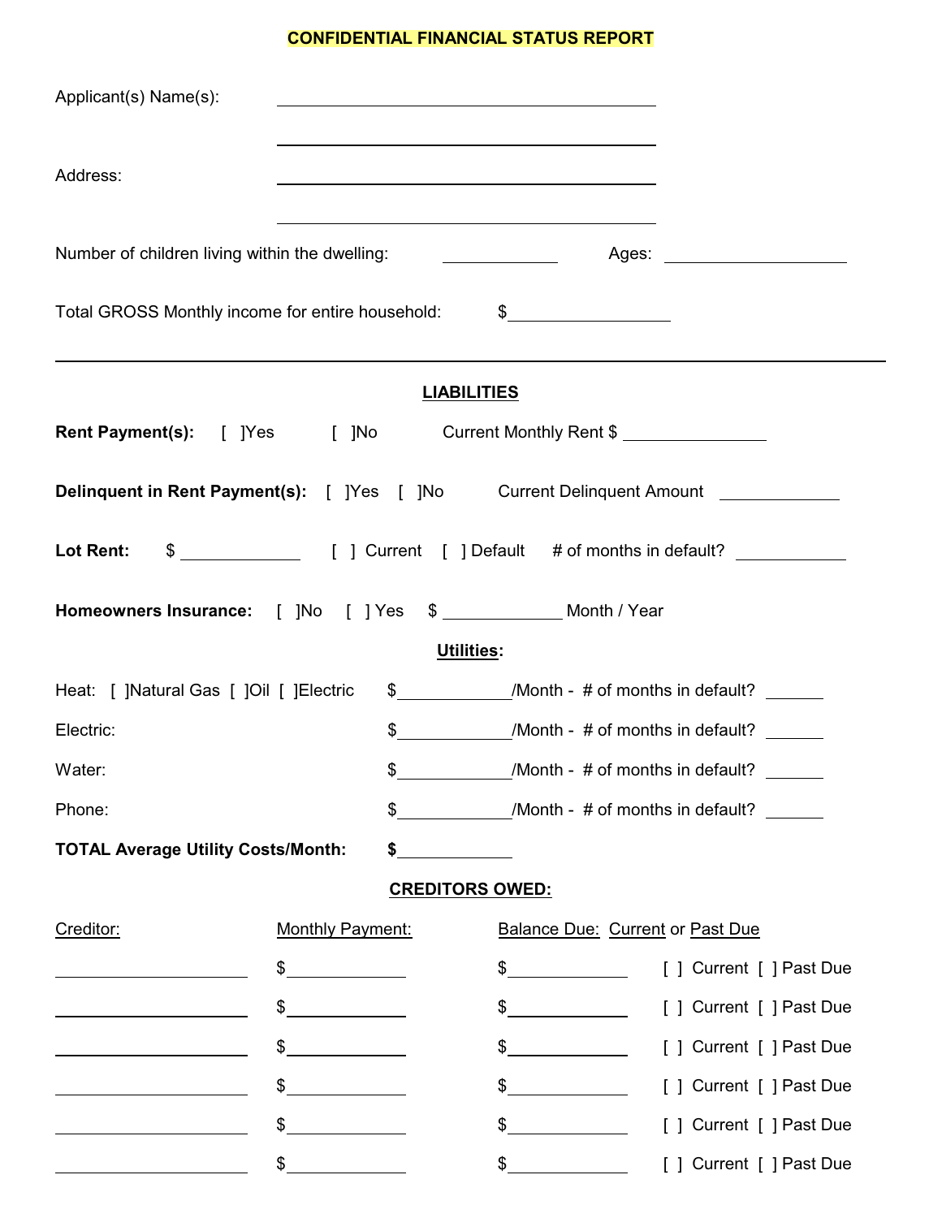# CONFIDENTIAL FINANCIAL STATUS REPORT

Applicant(s) Name(s): ______________________________________

______________________________________

Address: ______________________________________

______________________________________

Number of children living within the dwelling: __________ Ages: ________________

Total GROSS Monthly income for entire household: $______________

---

## LIABILITIES

**Rent Payment(s):** [ ]Yes [ ]No Current Monthly Rent $ ____________

**Delinquent in Rent Payment(s):** [ ]Yes [ ]No Current Delinquent Amount __________

**Lot Rent:** $ __________ [ ] Current [ ] Default # of months in default? __________

**Homeowners Insurance:** [ ]No [ ] Yes $ __________ Month / Year

### Utilities:

Heat: [ ]Natural Gas [ ]Oil [ ]Electric $__________/Month - # of months in default? _____

Electric: $__________/Month - # of months in default? _____

Water: $__________/Month - # of months in default? _____

Phone: $__________/Month - # of months in default? _____

**TOTAL Average Utility Costs/Month:** **$**__________

### CREDITORS OWED:

| Creditor: | Monthly Payment: | Balance Due: Current or Past Due | |
|---|---|---|---|
| ______________ | $__________ | $__________ | [ ] Current [ ] Past Due |
| ______________ | $__________ | $__________ | [ ] Current [ ] Past Due |
| ______________ | $__________ | $__________ | [ ] Current [ ] Past Due |
| ______________ | $__________ | $__________ | [ ] Current [ ] Past Due |
| ______________ | $__________ | $__________ | [ ] Current [ ] Past Due |
| ______________ | $__________ | $__________ | [ ] Current [ ] Past Due |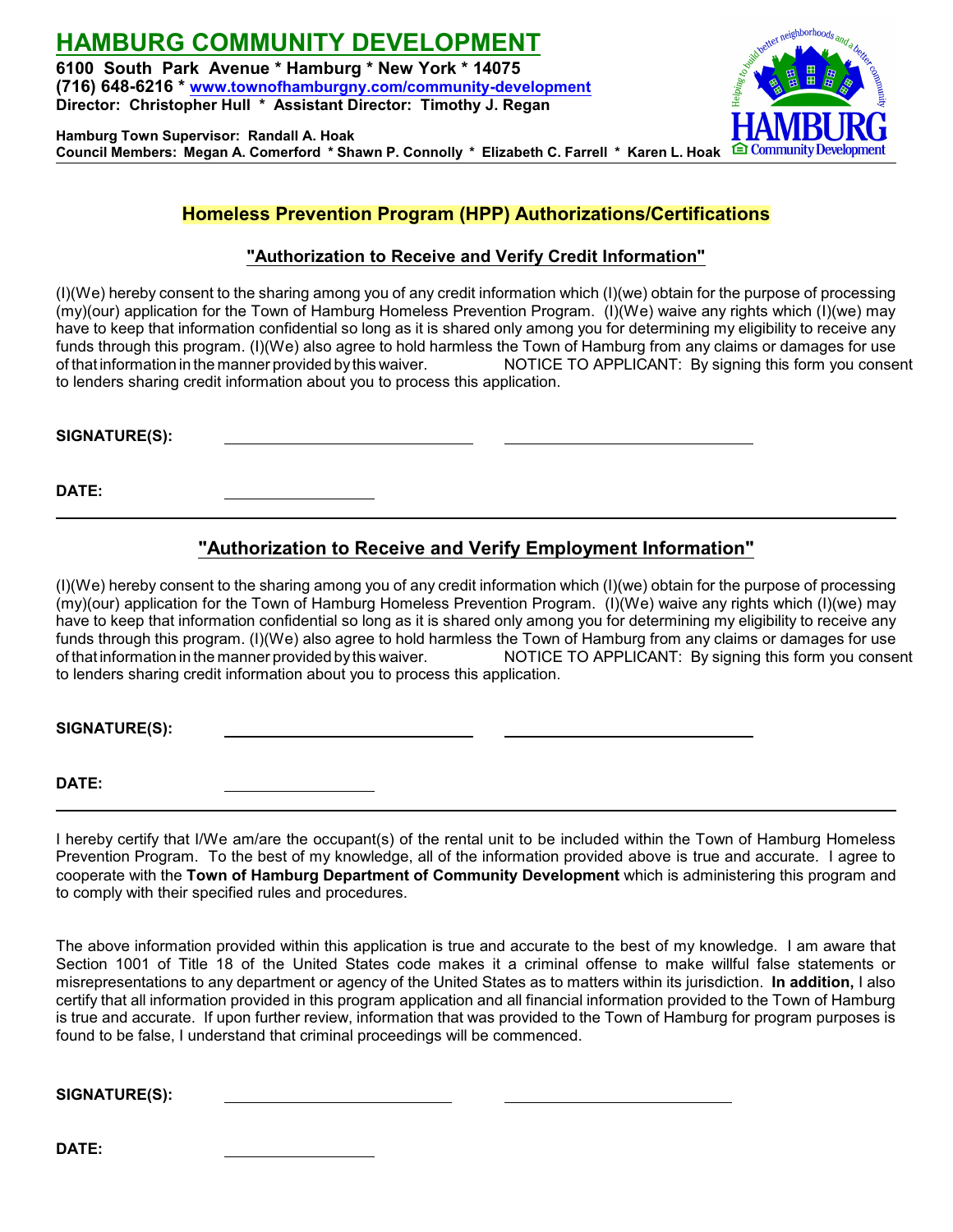# HAMBURG COMMUNITY DEVELOPMENT

**6100 South Park Avenue * Hamburg * New York * 14075**
**(716) 648-6216 * www.townofhamburgny.com/community-development**
**Director: Christopher Hull * Assistant Director: Timothy J. Regan**

**Hamburg Town Supervisor: Randall A. Hoak**
**Council Members: Megan A. Comerford * Shawn P. Connolly * Elizabeth C. Farrell * Karen L. Hoak**

## Homeless Prevention Program (HPP) Authorizations/Certifications

### "Authorization to Receive and Verify Credit Information"

(I)(We) hereby consent to the sharing among you of any credit information which (I)(we) obtain for the purpose of processing (my)(our) application for the Town of Hamburg Homeless Prevention Program. (I)(We) waive any rights which (I)(we) may have to keep that information confidential so long as it is shared only among you for determining my eligibility to receive any funds through this program. (I)(We) also agree to hold harmless the Town of Hamburg from any claims or damages for use of that information in the manner provided by this waiver. NOTICE TO APPLICANT: By signing this form you consent to lenders sharing credit information about you to process this application.

**SIGNATURE(S):** ______________________ ______________________

**DATE:** ______________

---

### "Authorization to Receive and Verify Employment Information"

(I)(We) hereby consent to the sharing among you of any credit information which (I)(we) obtain for the purpose of processing (my)(our) application for the Town of Hamburg Homeless Prevention Program. (I)(We) waive any rights which (I)(we) may have to keep that information confidential so long as it is shared only among you for determining my eligibility to receive any funds through this program. (I)(We) also agree to hold harmless the Town of Hamburg from any claims or damages for use of that information in the manner provided by this waiver. NOTICE TO APPLICANT: By signing this form you consent to lenders sharing credit information about you to process this application.

**SIGNATURE(S):** ______________________ ______________________

**DATE:** ______________

---

I hereby certify that I/We am/are the occupant(s) of the rental unit to be included within the Town of Hamburg Homeless Prevention Program. To the best of my knowledge, all of the information provided above is true and accurate. I agree to cooperate with the **Town of Hamburg Department of Community Development** which is administering this program and to comply with their specified rules and procedures.

The above information provided within this application is true and accurate to the best of my knowledge. I am aware that Section 1001 of Title 18 of the United States code makes it a criminal offense to make willful false statements or misrepresentations to any department or agency of the United States as to matters within its jurisdiction. **In addition,** I also certify that all information provided in this program application and all financial information provided to the Town of Hamburg is true and accurate. If upon further review, information that was provided to the Town of Hamburg for program purposes is found to be false, I understand that criminal proceedings will be commenced.

**SIGNATURE(S):** ______________________ ______________________

**DATE:** ______________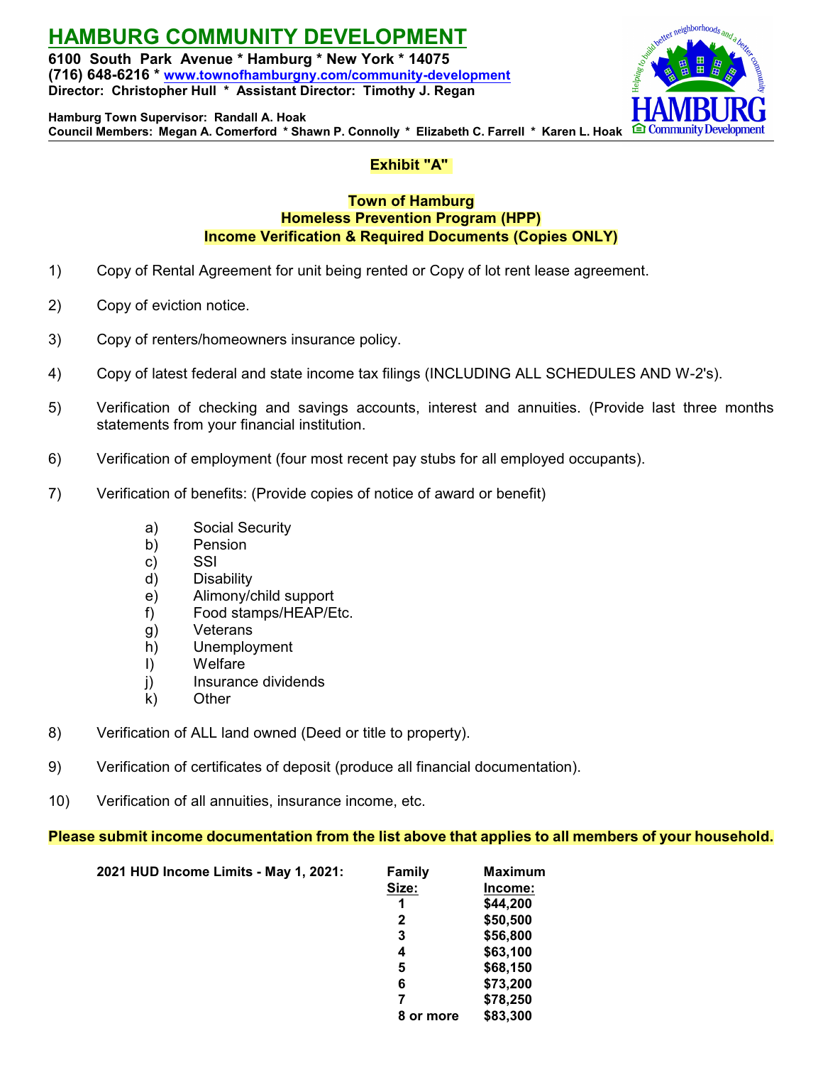# HAMBURG COMMUNITY DEVELOPMENT

**6100 South Park Avenue * Hamburg * New York * 14075**
**(716) 648-6216 * www.townofhamburgny.com/community-development**
**Director: Christopher Hull * Assistant Director: Timothy J. Regan**

**Hamburg Town Supervisor: Randall A. Hoak**
**Council Members: Megan A. Comerford * Shawn P. Connolly * Elizabeth C. Farrell * Karen L. Hoak**

## Exhibit "A"

### Town of Hamburg
### Homeless Prevention Program (HPP)
### Income Verification & Required Documents (Copies ONLY)

1) Copy of Rental Agreement for unit being rented or Copy of lot rent lease agreement.

2) Copy of eviction notice.

3) Copy of renters/homeowners insurance policy.

4) Copy of latest federal and state income tax filings (INCLUDING ALL SCHEDULES AND W-2's).

5) Verification of checking and savings accounts, interest and annuities. (Provide last three months statements from your financial institution.

6) Verification of employment (four most recent pay stubs for all employed occupants).

7) Verification of benefits: (Provide copies of notice of award or benefit)

   a) Social Security
   b) Pension
   c) SSI
   d) Disability
   e) Alimony/child support
   f) Food stamps/HEAP/Etc.
   g) Veterans
   h) Unemployment
   I) Welfare
   j) Insurance dividends
   k) Other

8) Verification of ALL land owned (Deed or title to property).

9) Verification of certificates of deposit (produce all financial documentation).

10) Verification of all annuities, insurance income, etc.

**Please submit income documentation from the list above that applies to all members of your household.**

**2021 HUD Income Limits - May 1, 2021:**

| Family Size: | Maximum Income: |
|---|---|
| 1 | $44,200 |
| 2 | $50,500 |
| 3 | $56,800 |
| 4 | $63,100 |
| 5 | $68,150 |
| 6 | $73,200 |
| 7 | $78,250 |
| 8 or more | $83,300 |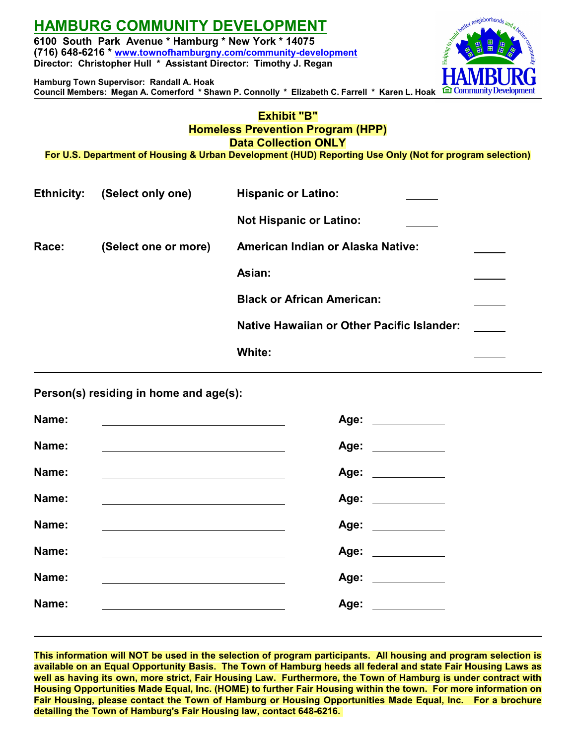# HAMBURG COMMUNITY DEVELOPMENT

**6100 South Park Avenue * Hamburg * New York * 14075**
**(716) 648-6216 * www.townofhamburgny.com/community-development**
**Director: Christopher Hull * Assistant Director: Timothy J. Regan**

**Hamburg Town Supervisor: Randall A. Hoak**
**Council Members: Megan A. Comerford * Shawn P. Connolly * Elizabeth C. Farrell * Karen L. Hoak**

## Exhibit "B"
## Homeless Prevention Program (HPP)
## Data Collection ONLY

**For U.S. Department of Housing & Urban Development (HUD) Reporting Use Only (Not for program selection)**

**Ethnicity:** **(Select only one)**

- **Hispanic or Latino:** _____
- **Not Hispanic or Latino:** _____

**Race:** **(Select one or more)**

- **American Indian or Alaska Native:** _____
- **Asian:** _____
- **Black or African American:** _____
- **Native Hawaiian or Other Pacific Islander:** _____
- **White:** _____

---

**Person(s) residing in home and age(s):**

**Name:** ______________________________ **Age:** __________

**Name:** ______________________________ **Age:** __________

**Name:** ______________________________ **Age:** __________

**Name:** ______________________________ **Age:** __________

**Name:** ______________________________ **Age:** __________

**Name:** ______________________________ **Age:** __________

**Name:** ______________________________ **Age:** __________

**Name:** ______________________________ **Age:** __________

---

**This information will NOT be used in the selection of program participants. All housing and program selection is available on an Equal Opportunity Basis. The Town of Hamburg heeds all federal and state Fair Housing Laws as well as having its own, more strict, Fair Housing Law. Furthermore, the Town of Hamburg is under contract with Housing Opportunities Made Equal, Inc. (HOME) to further Fair Housing within the town. For more information on Fair Housing, please contact the Town of Hamburg or Housing Opportunities Made Equal, Inc. For a brochure detailing the Town of Hamburg's Fair Housing law, contact 648-6216.**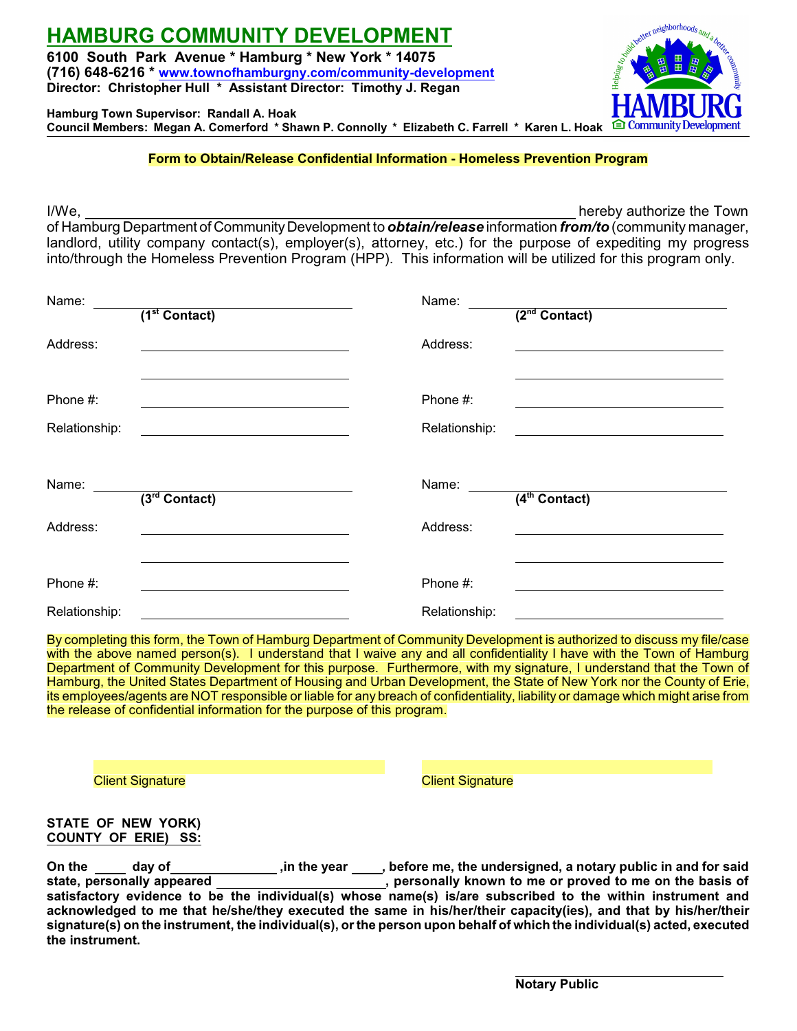# HAMBURG COMMUNITY DEVELOPMENT

**6100 South Park Avenue * Hamburg * New York * 14075**
**(716) 648-6216 * www.townofhamburgny.com/community-development**
**Director: Christopher Hull * Assistant Director: Timothy J. Regan**

**Hamburg Town Supervisor: Randall A. Hoak**
**Council Members: Megan A. Comerford * Shawn P. Connolly * Elizabeth C. Farrell * Karen L. Hoak**

**Form to Obtain/Release Confidential Information - Homeless Prevention Program**

I/We, ______________________________________________ hereby authorize the Town of Hamburg Department of Community Development to ***obtain/release*** information ***from/to*** (community manager, landlord, utility company contact(s), employer(s), attorney, etc.) for the purpose of expediting my progress into/through the Homeless Prevention Program (HPP). This information will be utilized for this program only.

Name: ______________________________ **(1st Contact)**

Address: ______________________________

______________________________

Phone #: ______________________________

Relationship: ______________________________

Name: ______________________________ **(2nd Contact)**

Address: ______________________________

______________________________

Phone #: ______________________________

Relationship: ______________________________

Name: ______________________________ **(3rd Contact)**

Address: ______________________________

______________________________

Phone #: ______________________________

Relationship: ______________________________

Name: ______________________________ **(4th Contact)**

Address: ______________________________

______________________________

Phone #: ______________________________

Relationship: ______________________________

By completing this form, the Town of Hamburg Department of Community Development is authorized to discuss my file/case with the above named person(s). I understand that I waive any and all confidentiality I have with the Town of Hamburg Department of Community Development for this purpose. Furthermore, with my signature, I understand that the Town of Hamburg, the United States Department of Housing and Urban Development, the State of New York nor the County of Erie, its employees/agents are NOT responsible or liable for any breach of confidentiality, liability or damage which might arise from the release of confidential information for the purpose of this program.

______________________________ Client Signature

______________________________ Client Signature

**STATE OF NEW YORK)**
**COUNTY OF ERIE) SS:**

**On the ____ day of____________ ,in the year ____, before me, the undersigned, a notary public in and for said state, personally appeared ____________________, personally known to me or proved to me on the basis of satisfactory evidence to be the individual(s) whose name(s) is/are subscribed to the within instrument and acknowledged to me that he/she/they executed the same in his/her/their capacity(ies), and that by his/her/their signature(s) on the instrument, the individual(s), or the person upon behalf of which the individual(s) acted, executed the instrument.**

______________________________
**Notary Public**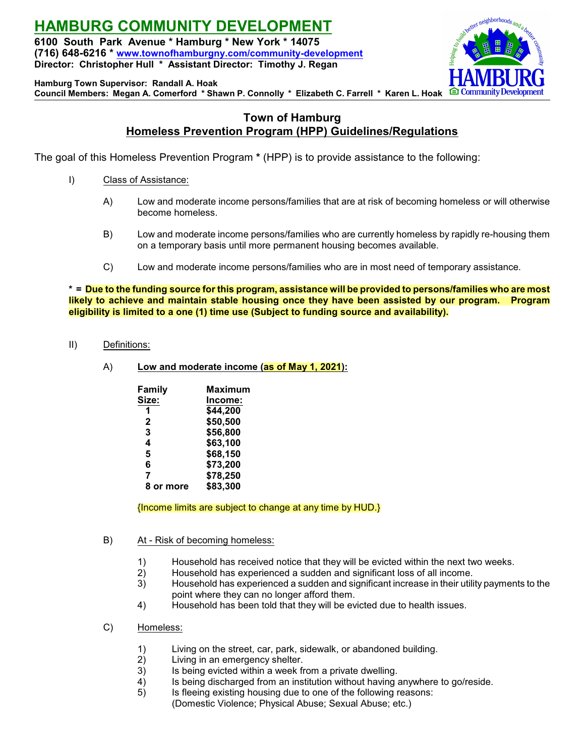# HAMBURG COMMUNITY DEVELOPMENT

**6100 South Park Avenue * Hamburg * New York * 14075**
**(716) 648-6216 * www.townofhamburgny.com/community-development**
**Director: Christopher Hull * Assistant Director: Timothy J. Regan**

**Hamburg Town Supervisor: Randall A. Hoak**
**Council Members: Megan A. Comerford * Shawn P. Connolly * Elizabeth C. Farrell * Karen L. Hoak**

## Town of Hamburg
## Homeless Prevention Program (HPP) Guidelines/Regulations

The goal of this Homeless Prevention Program **\*** (HPP) is to provide assistance to the following:

I) Class of Assistance:

- A) Low and moderate income persons/families that are at risk of becoming homeless or will otherwise become homeless.
- B) Low and moderate income persons/families who are currently homeless by rapidly re-housing them on a temporary basis until more permanent housing becomes available.
- C) Low and moderate income persons/families who are in most need of temporary assistance.

**\* = Due to the funding source for this program, assistance will be provided to persons/families who are most likely to achieve and maintain stable housing once they have been assisted by our program. Program eligibility is limited to a one (1) time use (Subject to funding source and availability).**

II) Definitions:

A) **Low and moderate income (as of May 1, 2021):**

| Family Size: | Maximum Income: |
|---|---|
| 1 | $44,200 |
| 2 | $50,500 |
| 3 | $56,800 |
| 4 | $63,100 |
| 5 | $68,150 |
| 6 | $73,200 |
| 7 | $78,250 |
| 8 or more | $83,300 |

{Income limits are subject to change at any time by HUD.}

B) At - Risk of becoming homeless:

1) Household has received notice that they will be evicted within the next two weeks.
2) Household has experienced a sudden and significant loss of all income.
3) Household has experienced a sudden and significant increase in their utility payments to the point where they can no longer afford them.
4) Household has been told that they will be evicted due to health issues.

C) Homeless:

1) Living on the street, car, park, sidewalk, or abandoned building.
2) Living in an emergency shelter.
3) Is being evicted within a week from a private dwelling.
4) Is being discharged from an institution without having anywhere to go/reside.
5) Is fleeing existing housing due to one of the following reasons:
(Domestic Violence; Physical Abuse; Sexual Abuse; etc.)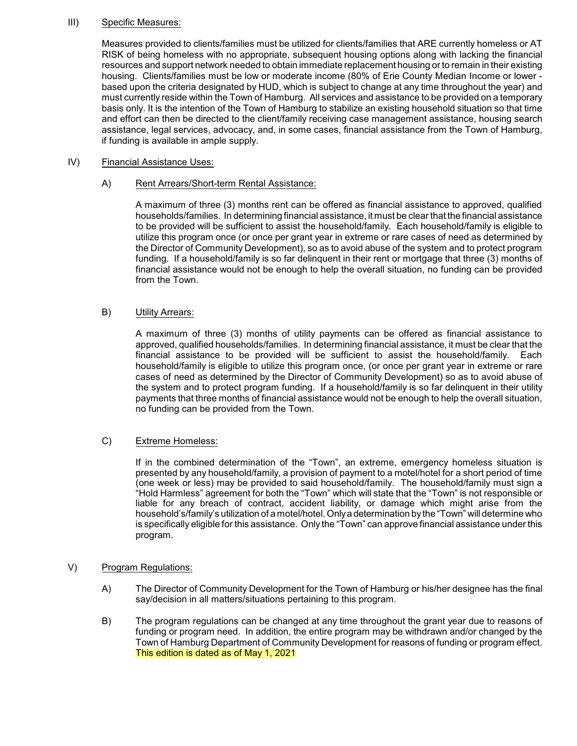## III) Specific Measures:

Measures provided to clients/families must be utilized for clients/families that ARE currently homeless or AT RISK of being homeless with no appropriate, subsequent housing options along with lacking the financial resources and support network needed to obtain immediate replacement housing or to remain in their existing housing. Clients/families must be low or moderate income (80% of Erie County Median Income or lower - based upon the criteria designated by HUD, which is subject to change at any time throughout the year) and must currently reside within the Town of Hamburg. All services and assistance to be provided on a temporary basis only. It is the intention of the Town of Hamburg to stabilize an existing household situation so that time and effort can then be directed to the client/family receiving case management assistance, housing search assistance, legal services, advocacy, and, in some cases, financial assistance from the Town of Hamburg, if funding is available in ample supply.

## IV) Financial Assistance Uses:

### A) Rent Arrears/Short-term Rental Assistance:

A maximum of three (3) months rent can be offered as financial assistance to approved, qualified households/families. In determining financial assistance, it must be clear that the financial assistance to be provided will be sufficient to assist the household/family. Each household/family is eligible to utilize this program once (or once per grant year in extreme or rare cases of need as determined by the Director of Community Development), so as to avoid abuse of the system and to protect program funding. If a household/family is so far delinquent in their rent or mortgage that three (3) months of financial assistance would not be enough to help the overall situation, no funding can be provided from the Town.

### B) Utility Arrears:

A maximum of three (3) months of utility payments can be offered as financial assistance to approved, qualified households/families. In determining financial assistance, it must be clear that the financial assistance to be provided will be sufficient to assist the household/family. Each household/family is eligible to utilize this program once, (or once per grant year in extreme or rare cases of need as determined by the Director of Community Development) so as to avoid abuse of the system and to protect program funding. If a household/family is so far delinquent in their utility payments that three months of financial assistance would not be enough to help the overall situation, no funding can be provided from the Town.

### C) Extreme Homeless:

If in the combined determination of the "Town", an extreme, emergency homeless situation is presented by any household/family, a provision of payment to a motel/hotel for a short period of time (one week or less) may be provided to said household/family. The household/family must sign a "Hold Harmless" agreement for both the "Town" which will state that the "Town" is not responsible or liable for any breach of contract, accident liability, or damage which might arise from the household's/family's utilization of a motel/hotel. Only a determination by the "Town" will determine who is specifically eligible for this assistance. Only the "Town" can approve financial assistance under this program.

## V) Program Regulations:

A) The Director of Community Development for the Town of Hamburg or his/her designee has the final say/decision in all matters/situations pertaining to this program.

B) The program regulations can be changed at any time throughout the grant year due to reasons of funding or program need. In addition, the entire program may be withdrawn and/or changed by the Town of Hamburg Department of Community Development for reasons of funding or program effect. This edition is dated as of May 1, 2021